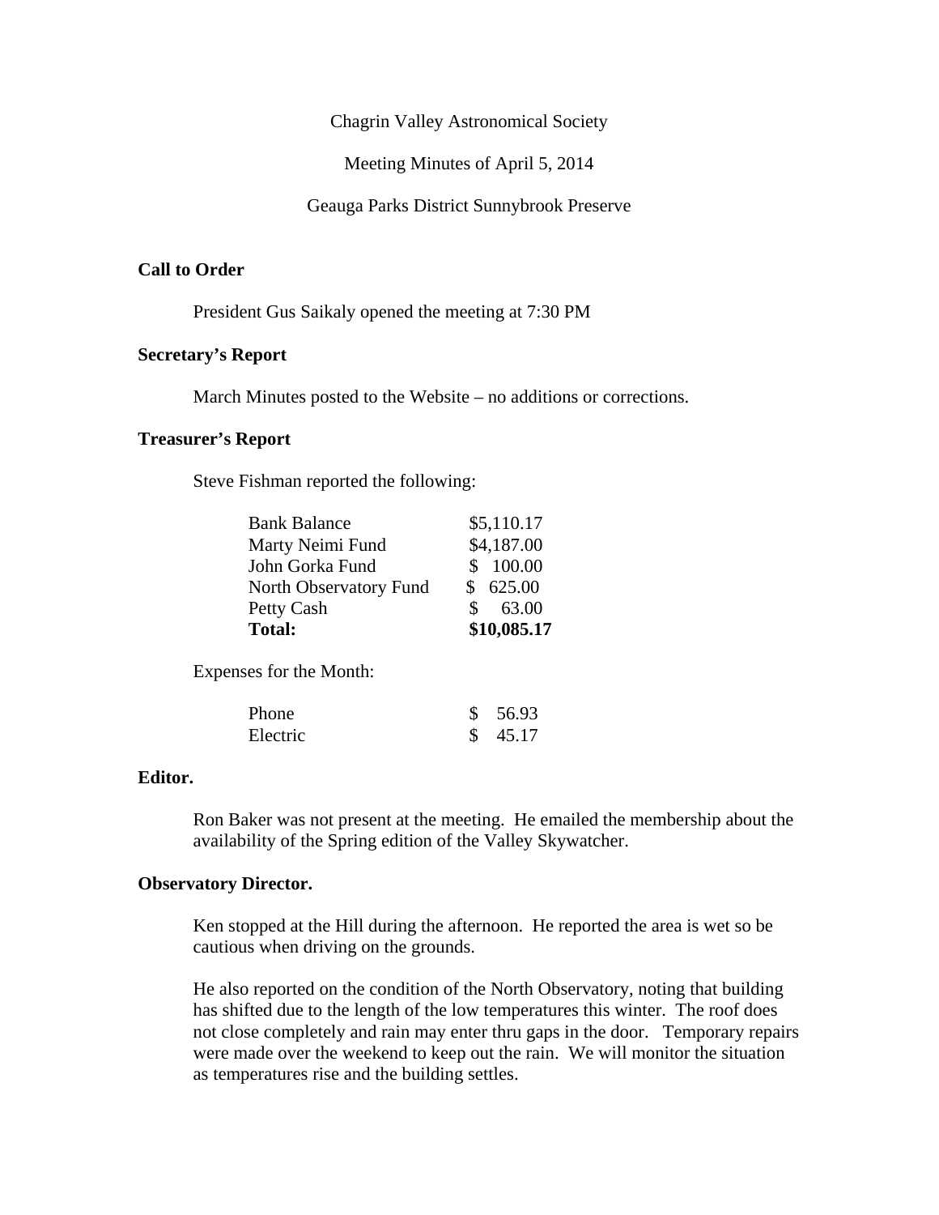Chagrin Valley Astronomical Society

Meeting Minutes of April 5, 2014

Geauga Parks District Sunnybrook Preserve

**Call to Order**

President Gus Saikaly opened the meeting at 7:30 PM

**Secretary's Report**

March Minutes posted to the Website – no additions or corrections.

**Treasurer's Report**

Steve Fishman reported the following:

| | |
|---|---|
| Bank Balance | $5,110.17 |
| Marty Neimi Fund | $4,187.00 |
| John Gorka Fund | $ 100.00 |
| North Observatory Fund | $ 625.00 |
| Petty Cash | $ 63.00 |
| **Total:** | **$10,085.17** |

Expenses for the Month:

| | |
|---|---|
| Phone | $ 56.93 |
| Electric | $ 45.17 |

**Editor.**

Ron Baker was not present at the meeting. He emailed the membership about the availability of the Spring edition of the Valley Skywatcher.

**Observatory Director.**

Ken stopped at the Hill during the afternoon. He reported the area is wet so be cautious when driving on the grounds.

He also reported on the condition of the North Observatory, noting that building has shifted due to the length of the low temperatures this winter. The roof does not close completely and rain may enter thru gaps in the door. Temporary repairs were made over the weekend to keep out the rain. We will monitor the situation as temperatures rise and the building settles.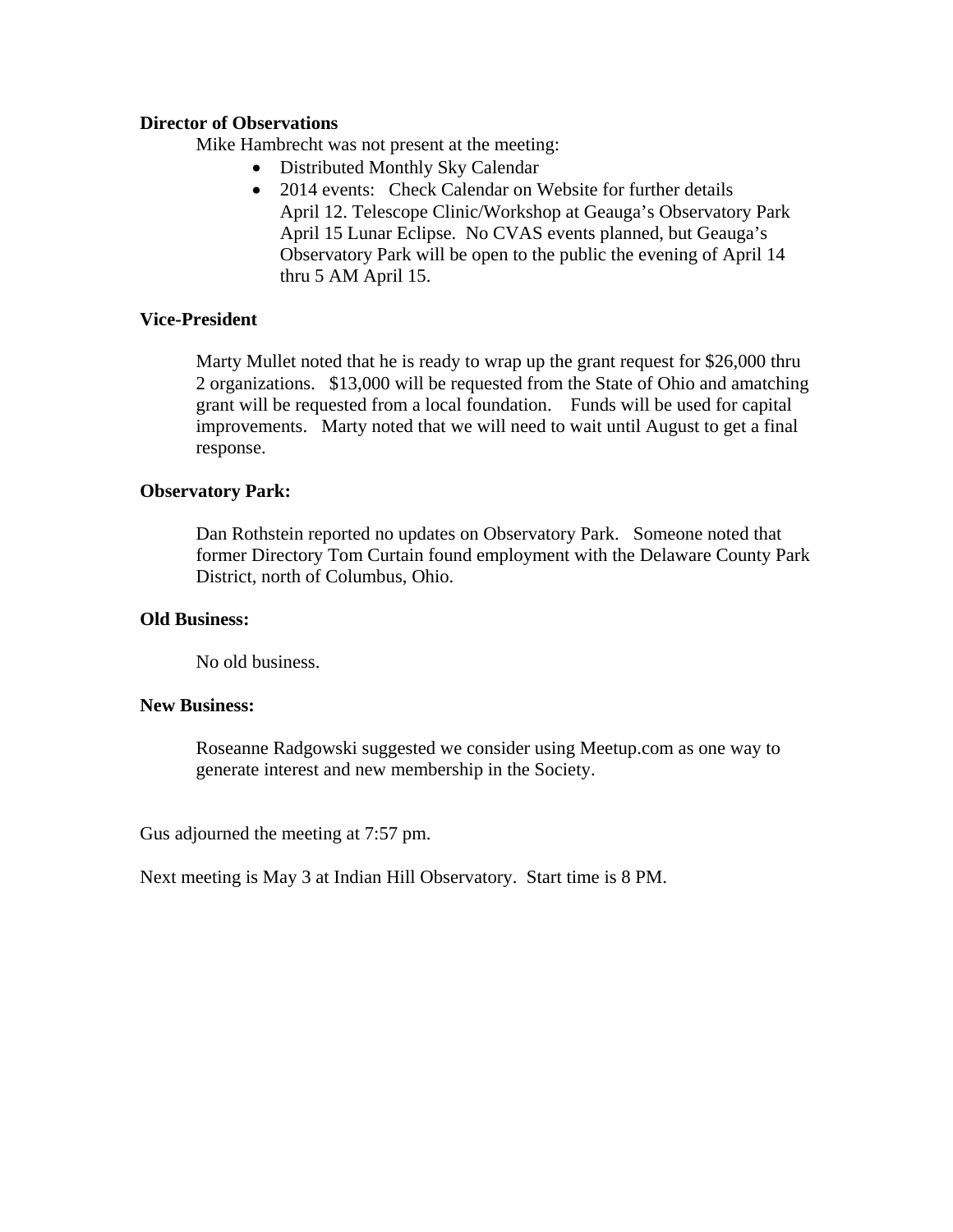**Director of Observations**

Mike Hambrecht was not present at the meeting:

- Distributed Monthly Sky Calendar
- 2014 events: Check Calendar on Website for further details
  April 12. Telescope Clinic/Workshop at Geauga's Observatory Park
  April 15 Lunar Eclipse. No CVAS events planned, but Geauga's Observatory Park will be open to the public the evening of April 14 thru 5 AM April 15.

**Vice-President**

Marty Mullet noted that he is ready to wrap up the grant request for $26,000 thru 2 organizations. $13,000 will be requested from the State of Ohio and amatching grant will be requested from a local foundation. Funds will be used for capital improvements. Marty noted that we will need to wait until August to get a final response.

**Observatory Park:**

Dan Rothstein reported no updates on Observatory Park. Someone noted that former Directory Tom Curtain found employment with the Delaware County Park District, north of Columbus, Ohio.

**Old Business:**

No old business.

**New Business:**

Roseanne Radgowski suggested we consider using Meetup.com as one way to generate interest and new membership in the Society.

Gus adjourned the meeting at 7:57 pm.

Next meeting is May 3 at Indian Hill Observatory. Start time is 8 PM.